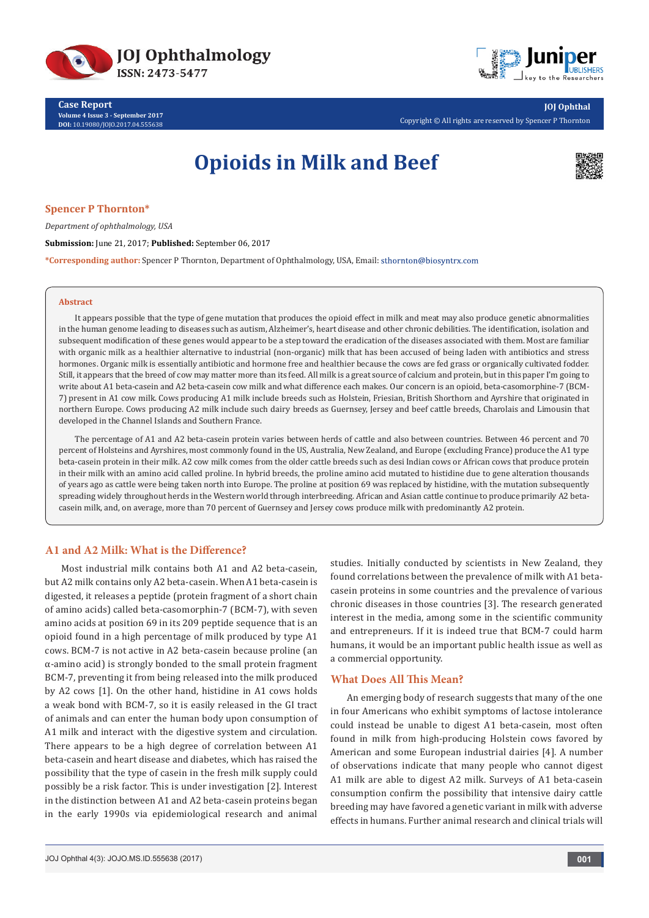Case Report

# Opioids in Milk and Beef

**Spencer P Thornton***

*Department of ophthalmology, USA*

**Submission:** June 21, 2017; **Published:** September 06, 2017

***Corresponding author:** Spencer P Thornton, Department of Ophthalmology, USA, Email: sthornton@biosyntrx.com

## Abstract

It appears possible that the type of gene mutation that produces the opioid effect in milk and meat may also produce genetic abnormalities in the human genome leading to diseases such as autism, Alzheimer's, heart disease and other chronic debilities. The identification, isolation and subsequent modification of these genes would appear to be a step toward the eradication of the diseases associated with them. Most are familiar with organic milk as a healthier alternative to industrial (non-organic) milk that has been accused of being laden with antibiotics and stress hormones. Organic milk is essentially antibiotic and hormone free and healthier because the cows are fed grass or organically cultivated fodder. Still, it appears that the breed of cow may matter more than its feed. All milk is a great source of calcium and protein, but in this paper I'm going to write about A1 beta-casein and A2 beta-casein cow milk and what difference each makes. Our concern is an opioid, beta-casomorphine-7 (BCM-7) present in A1 cow milk. Cows producing A1 milk include breeds such as Holstein, Friesian, British Shorthorn and Ayrshire that originated in northern Europe. Cows producing A2 milk include such dairy breeds as Guernsey, Jersey and beef cattle breeds, Charolais and Limousin that developed in the Channel Islands and Southern France.

The percentage of A1 and A2 beta-casein protein varies between herds of cattle and also between countries. Between 46 percent and 70 percent of Holsteins and Ayrshires, most commonly found in the US, Australia, New Zealand, and Europe (excluding France) produce the A1 type beta-casein protein in their milk. A2 cow milk comes from the older cattle breeds such as desi Indian cows or African cows that produce protein in their milk with an amino acid called proline. In hybrid breeds, the proline amino acid mutated to histidine due to gene alteration thousands of years ago as cattle were being taken north into Europe. The proline at position 69 was replaced by histidine, with the mutation subsequently spreading widely throughout herds in the Western world through interbreeding. African and Asian cattle continue to produce primarily A2 beta-casein milk, and, on average, more than 70 percent of Guernsey and Jersey cows produce milk with predominantly A2 protein.

## A1 and A2 Milk: What is the Difference?

Most industrial milk contains both A1 and A2 beta-casein, but A2 milk contains only A2 beta-casein. When A1 beta-casein is digested, it releases a peptide (protein fragment of a short chain of amino acids) called beta-casomorphin-7 (BCM-7), with seven amino acids at position 69 in its 209 peptide sequence that is an opioid found in a high percentage of milk produced by type A1 cows. BCM-7 is not active in A2 beta-casein because proline (an α-amino acid) is strongly bonded to the small protein fragment BCM-7, preventing it from being released into the milk produced by A2 cows [1]. On the other hand, histidine in A1 cows holds a weak bond with BCM-7, so it is easily released in the GI tract of animals and can enter the human body upon consumption of A1 milk and interact with the digestive system and circulation. There appears to be a high degree of correlation between A1 beta-casein and heart disease and diabetes, which has raised the possibility that the type of casein in the fresh milk supply could possibly be a risk factor. This is under investigation [2]. Interest in the distinction between A1 and A2 beta-casein proteins began in the early 1990s via epidemiological research and animal studies. Initially conducted by scientists in New Zealand, they found correlations between the prevalence of milk with A1 beta-casein proteins in some countries and the prevalence of various chronic diseases in those countries [3]. The research generated interest in the media, among some in the scientific community and entrepreneurs. If it is indeed true that BCM-7 could harm humans, it would be an important public health issue as well as a commercial opportunity.

## What Does All This Mean?

An emerging body of research suggests that many of the one in four Americans who exhibit symptoms of lactose intolerance could instead be unable to digest A1 beta-casein, most often found in milk from high-producing Holstein cows favored by American and some European industrial dairies [4]. A number of observations indicate that many people who cannot digest A1 milk are able to digest A2 milk. Surveys of A1 beta-casein consumption confirm the possibility that intensive dairy cattle breeding may have favored a genetic variant in milk with adverse effects in humans. Further animal research and clinical trials will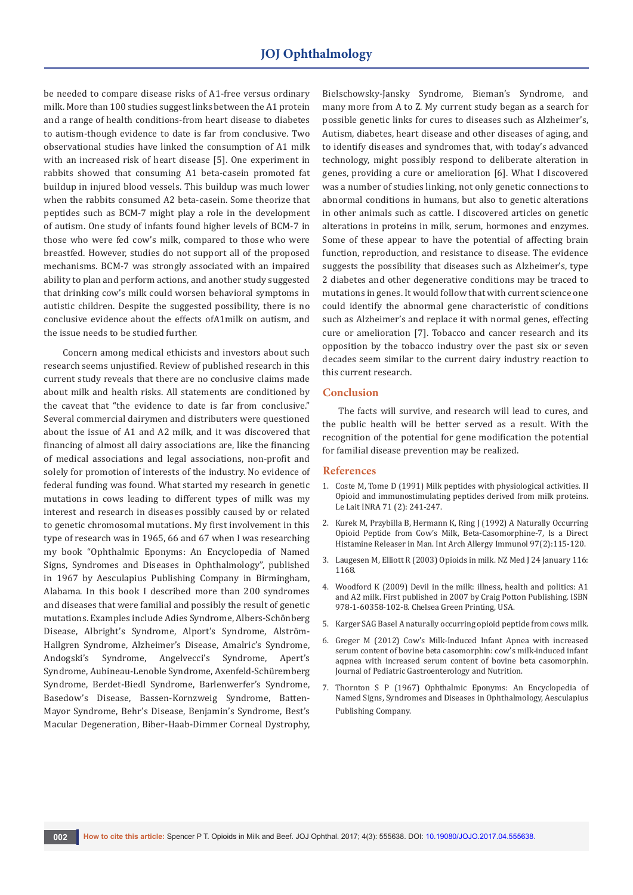be needed to compare disease risks of A1-free versus ordinary milk. More than 100 studies suggest links between the A1 protein and a range of health conditions-from heart disease to diabetes to autism-though evidence to date is far from conclusive. Two observational studies have linked the consumption of A1 milk with an increased risk of heart disease [5]. One experiment in rabbits showed that consuming A1 beta-casein promoted fat buildup in injured blood vessels. This buildup was much lower when the rabbits consumed A2 beta-casein. Some theorize that peptides such as BCM-7 might play a role in the development of autism. One study of infants found higher levels of BCM-7 in those who were fed cow's milk, compared to those who were breastfed. However, studies do not support all of the proposed mechanisms. BCM-7 was strongly associated with an impaired ability to plan and perform actions, and another study suggested that drinking cow's milk could worsen behavioral symptoms in autistic children. Despite the suggested possibility, there is no conclusive evidence about the effects ofA1milk on autism, and the issue needs to be studied further.

Concern among medical ethicists and investors about such research seems unjustified. Review of published research in this current study reveals that there are no conclusive claims made about milk and health risks. All statements are conditioned by the caveat that "the evidence to date is far from conclusive." Several commercial dairymen and distributers were questioned about the issue of A1 and A2 milk, and it was discovered that financing of almost all dairy associations are, like the financing of medical associations and legal associations, non-profit and solely for promotion of interests of the industry. No evidence of federal funding was found. What started my research in genetic mutations in cows leading to different types of milk was my interest and research in diseases possibly caused by or related to genetic chromosomal mutations. My first involvement in this type of research was in 1965, 66 and 67 when I was researching my book "Ophthalmic Eponyms: An Encyclopedia of Named Signs, Syndromes and Diseases in Ophthalmology", published in 1967 by Aesculapius Publishing Company in Birmingham, Alabama. In this book I described more than 200 syndromes and diseases that were familiar and possibly the result of genetic mutations. Examples include Adies Syndrome, Albers-Schönberg Disease, Albright's Syndrome, Alport's Syndrome, Alström-Hallgren Syndrome, Alzheimer's Disease, Amalric's Syndrome, Andogski's Syndrome, Angelvecci's Syndrome, Apert's Syndrome, Aubineau-Lenoble Syndrome, Axenfeld-Schüremberg Syndrome, Berdet-Biedl Syndrome, Barlenwerfer's Syndrome, Basedow's Disease, Bassen-Kornzweig Syndrome, Batten-Mayor Syndrome, Behr's Disease, Benjamin's Syndrome, Best's Macular Degeneration, Biber-Haab-Dimmer Corneal Dystrophy, Bielschowsky-Jansky Syndrome, Bieman's Syndrome, and many more from A to Z. My current study began as a search for possible genetic links for cures to diseases such as Alzheimer's, Autism, diabetes, heart disease and other diseases of aging, and to identify diseases and syndromes that, with today's advanced technology, might possibly respond to deliberate alteration in genes, providing a cure or amelioration [6]. What I discovered was a number of studies linking, not only genetic connections to abnormal conditions in humans, but also to genetic alterations in other animals such as cattle. I discovered articles on genetic alterations in proteins in milk, serum, hormones and enzymes. Some of these appear to have the potential of affecting brain function, reproduction, and resistance to disease. The evidence suggests the possibility that diseases such as Alzheimer's, type 2 diabetes and other degenerative conditions may be traced to mutations in genes. It would follow that with current science one could identify the abnormal gene characteristic of conditions such as Alzheimer's and replace it with normal genes, effecting cure or amelioration [7]. Tobacco and cancer research and its opposition by the tobacco industry over the past six or seven decades seem similar to the current dairy industry reaction to this current research.

## Conclusion

The facts will survive, and research will lead to cures, and the public health will be better served as a result. With the recognition of the potential for gene modification the potential for familial disease prevention may be realized.

## References

1. Coste M, Tome D (1991) Milk peptides with physiological activities. II Opioid and immunostimulating peptides derived from milk proteins. Le Lait INRA 71 (2): 241-247.
2. Kurek M, Przybilla B, Hermann K, Ring J (1992) A Naturally Occurring Opioid Peptide from Cow's Milk, Beta-Casomorphine-7, Is a Direct Histamine Releaser in Man. Int Arch Allergy Immunol 97(2):115-120.
3. Laugesen M, Elliott R (2003) Opioids in milk. NZ Med J 24 January 116: 1168.
4. Woodford K (2009) Devil in the milk: illness, health and politics: A1 and A2 milk. First published in 2007 by Craig Potton Publishing. ISBN 978-1-60358-102-8. Chelsea Green Printing, USA.
5. Karger SAG Basel A naturally occurring opioid peptide from cows milk.
6. Greger M (2012) Cow's Milk-Induced Infant Apnea with increased serum content of bovine beta casomorphin: cow's milk-induced infant aqpnea with increased serum content of bovine beta casomorphin. Journal of Pediatric Gastroenterology and Nutrition.
7. Thornton S P (1967) Ophthalmic Eponyms: An Encyclopedia of Named Signs, Syndromes and Diseases in Ophthalmology, Aesculapius Publishing Company.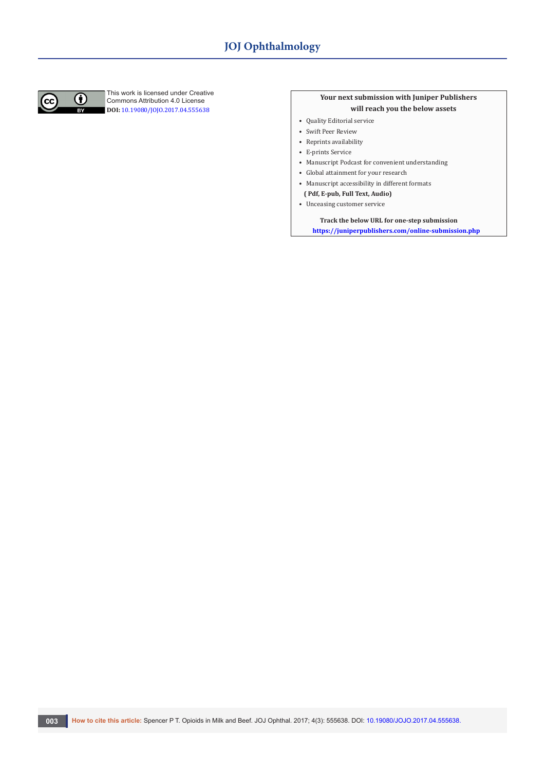This work is licensed under Creative Commons Attribution 4.0 License

**DOI:** 10.19080/JOJO.2017.04.555638

**Your next submission with Juniper Publishers will reach you the below assets**

- Quality Editorial service
- Swift Peer Review
- Reprints availability
- E-prints Service
- Manuscript Podcast for convenient understanding
- Global attainment for your research
- Manuscript accessibility in different formats
  **( Pdf, E-pub, Full Text, Audio)**
- Unceasing customer service

**Track the below URL for one-step submission**

**https://juniperpublishers.com/online-submission.php**

**How to cite this article:** Spencer P T. Opioids in Milk and Beef. JOJ Ophthal. 2017; 4(3): 555638. DOI: 10.19080/JOJO.2017.04.555638.